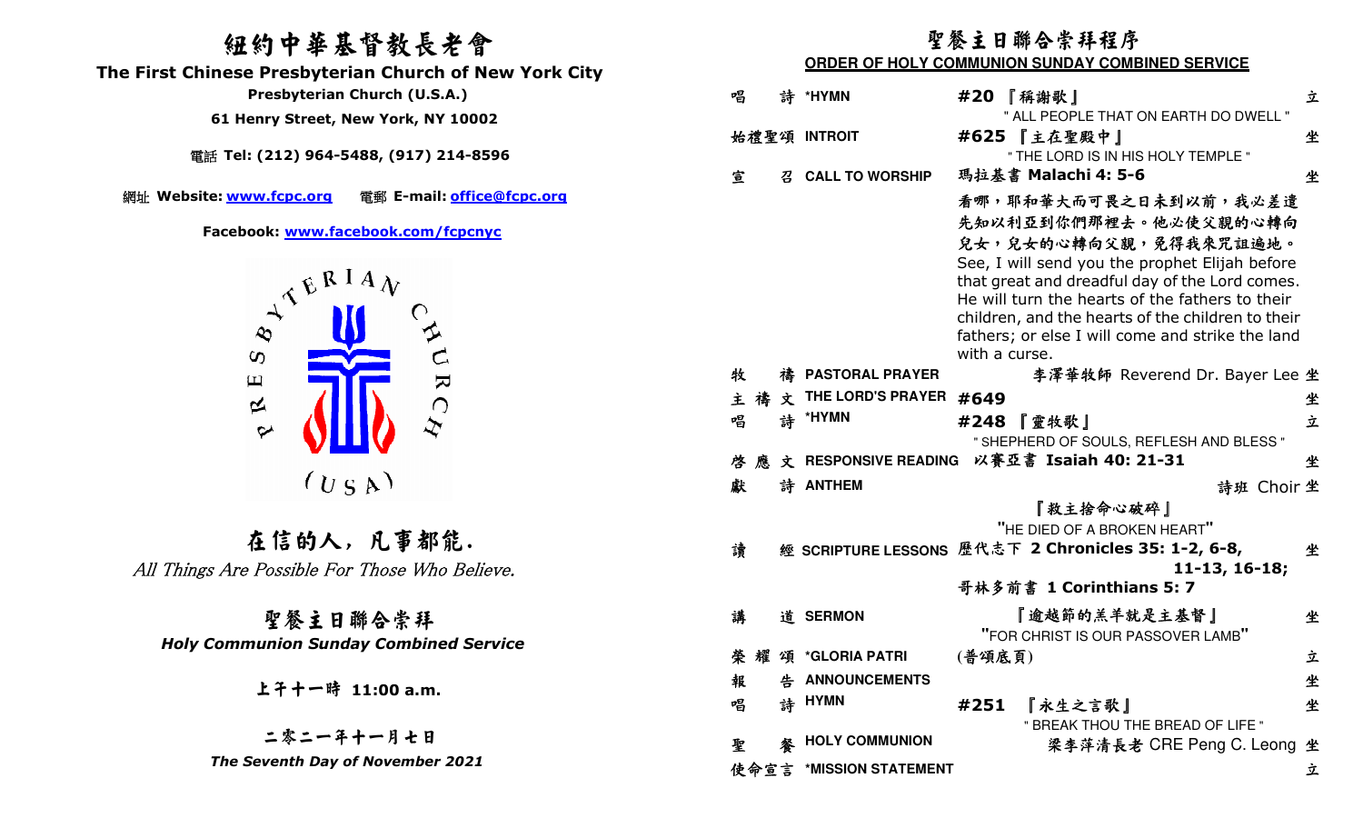# 紐約中華基督教長老會

## The First Chinese Presbyterian Church of New York City

**Presbyterian Church (U.S.A.)**

**61 Henry Street, New York, NY 10002**

電話 **Tel: (212) 964-5488, (917) 214-8596**

網址 **Website: www.fcpc.org** 電郵 **E-mail: office@fcpc.org**

**Facebook: www.facebook.com/fcpcnyc**

PRESBYTERIAN CHURCH (USA)

## 在信的人，凡事都能.

*All Things Are Possible For Those Who Believe.*

## 聖餐主日聯合崇拜

***Holy Communion Sunday Combined Service***

**上午十一時 11:00 a.m.**

**二零二一年十一月七日**

***The Seventh Day of November 2021***

---

## 聖餐主日聯合崇拜程序

**ORDER OF HOLY COMMUNION SUNDAY COMBINED SERVICE**

| | | | |
|---|---|---|---|
| 唱詩 | ***HYMN** | **#20 『稱謝歌』** " ALL PEOPLE THAT ON EARTH DO DWELL " | 立 |
| 始禮聖頌 | **INTROIT** | **#625 『主在聖殿中』** " THE LORD IS IN HIS HOLY TEMPLE " | 坐 |
| 宣召 | **CALL TO WORSHIP** | 瑪拉基書 **Malachi 4: 5-6** | 坐 |

看哪，耶和華大而可畏之日未到以前，我必差遣先知以利亞到你們那裡去。他必使父親的心轉向兒女，兒女的心轉向父親，免得我來咒詛遍地。
See, I will send you the prophet Elijah before that great and dreadful day of the Lord comes. He will turn the hearts of the fathers to their children, and the hearts of the children to their fathers; or else I will come and strike the land with a curse.

| | | | |
|---|---|---|---|
| 牧禱 | **PASTORAL PRAYER** | 李澤華牧師 Reverend Dr. Bayer Lee | 坐 |
| 主禱文 | **THE LORD'S PRAYER** | **#649** | 坐 |
| 唱詩 | ***HYMN** | **#248 『靈牧歌』** " SHEPHERD OF SOULS, REFLESH AND BLESS " | 立 |
| 啓應文 | **RESPONSIVE READING** | 以賽亞書 **Isaiah 40: 21-31** | 坐 |
| 獻詩 | **ANTHEM** | 詩班 Choir 『救主捨命心破碎』 "HE DIED OF A BROKEN HEART" | 坐 |
| 讀經 | **SCRIPTURE LESSONS** | 歷代志下 **2 Chronicles 35: 1-2, 6-8, 11-13, 16-18;** 哥林多前書 **1 Corinthians 5: 7** | 坐 |
| 講道 | **SERMON** | 『逾越節的羔羊就是主基督』 "FOR CHRIST IS OUR PASSOVER LAMB" | 坐 |
| 榮耀頌 | ***GLORIA PATRI** | (普頌底頁) | 立 |
| 報告 | **ANNOUNCEMENTS** | | 坐 |
| 唱詩 | **HYMN** | **#251** 『永生之言歌』 " BREAK THOU THE BREAD OF LIFE " | 坐 |
| 聖餐 | **HOLY COMMUNION** | 梁李萍清長老 CRE Peng C. Leong | 坐 |
| 使命宣言 | ***MISSION STATEMENT** | | 立 |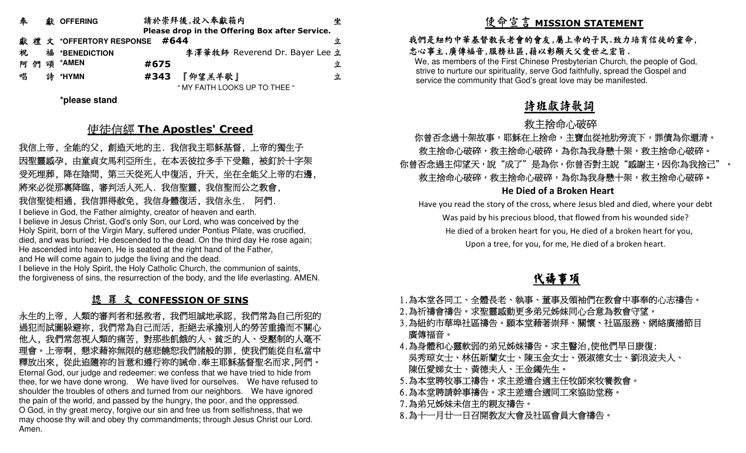| | | | |
|---|---|---|---|
| 奉　獻 OFFERING | 請於崇拜後,投入奉獻箱內<br>Please drop in the Offering Box after Service. | | 坐 |
| 獻禮文 *OFFERTORY RESPONSE | #644 | | 立 |
| 祝　福 *BENEDICTION | 李澤華牧師 Reverend Dr. Bayer Lee | | 立 |
| 阿們頌 *AMEN | #675 | | 立 |
| 唱　詩 *HYMN | #343 | 『仰望羔羊歌』<br>" MY FAITH LOOKS UP TO THEE " | 立 |

*please stand

## 使徒信經 The Apostles' Creed

我信上帝，全能的父，創造天地的主．我信我主耶穌基督，上帝的獨生子因聖靈感孕，由童貞女馬利亞所生，在本丟彼拉多手下受難，被釘於十字架受死埋葬，降在陰間，第三天從死人中復活，升天，坐在全能父上帝的右邊，將來必從那裏降臨，審判活人死人．我信聖靈，我信聖而公之教會，我信聖徒相通，我信罪得赦免，我信身體復活，我信永生．阿們．

I believe in God, the Father almighty, creator of heaven and earth.
I believe in Jesus Christ, God's only Son, our Lord, who was conceived by the Holy Spirit, born of the Virgin Mary, suffered under Pontius Pilate, was crucified, died, and was buried; He descended to the dead. On the third day He rose again; He ascended into heaven, He is seated at the right hand of the Father, and He will come again to judge the living and the dead.
I believe in the Holy Spirit, the Holy Catholic Church, the communion of saints, the forgiveness of sins, the resurrection of the body, and the life everlasting. AMEN.

## 認罪文 CONFESSION OF SINS

永生的上帝，人類的審判者和拯救者，我們坦誠地承認，我們常為自己所犯的過犯而試圖躲避祢，我們常為自己而活，拒絕去承擔別人的勞苦重擔而不關心他人，我們常忽視人類的痛苦，對那些飢餓的人、貧乏的人、受壓制的人毫不理會。上帝啊，懇求藉祢無限的慈悲饒恕我們諸般的罪，使我們能從自私當中釋放出來，從此追隨祢的旨意和遵行祢的誡命.奉主耶穌基督聖名而求,阿們。

Eternal God, our judge and redeemer: we confess that we have tried to hide from thee, for we have done wrong. We have lived for ourselves. We have refused to shoulder the troubles of others and turned from our neighbors. We have ignored the pain of the world, and passed by the hungry, the poor, and the oppressed.
O God, in thy great mercy, forgive our sin and free us from selfishness, that we may choose thy will and obey thy commandments; through Jesus Christ our Lord. Amen.

## 使命宣言 MISSION STATEMENT

**我們是紐約中華基督教長老會的會友,屬上帝的子民.致力培育信徒的靈命,忠心事主,廣傳福音,服務社區,藉以彰顯天父愛世之宏旨.**

We, as members of the First Chinese Presbyterian Church, the people of God, strive to nurture our spirituality, serve God faithfully, spread the Gospel and service the community that God's great love may be manifested.

## 詩班獻詩歌詞

### 救主捨命心破碎

你曾否念過十架故事，耶穌在上捨命，主寶血從祂肋旁流下，罪債為你還清。
救主捨命心破碎，救主捨命心破碎，為你為我身懸十架，救主捨命心破碎。
你曾否念過主仰望天，說"成了"是為你，你曾否對主說"感謝主，因你為我捨己"。
救主捨命心破碎，救主捨命心破碎，為你為我身懸十架，救主捨命心破碎。

### He Died of a Broken Heart

Have you read the story of the cross, where Jesus bled and died, where your debt
Was paid by his precious blood, that flowed from his wounded side?
He died of a broken heart for you, He died of a broken heart for you,
Upon a tree, for you, for me, He died of a broken heart.

## 代禱事項

1. 為本堂各同工、全體長老、執事、董事及領袖們在教會中事奉的心志禱告。
2. 為祈禱會禱告。求聖靈感動更多弟兄姊妹同心合意為教會守望。
3. 為紐約市華埠社區禱告。願本堂藉著崇拜、關懷、社區服務、網絡廣播節目廣傳福音。
4. 為身體和心靈軟弱的弟兄姊妹禱告。求主醫治,使他們早日康復:
   吳秀琼女士、林伍新蘭女士、陳玉金女士、張淑德女士、劉浪波夫人、陳伍愛娣女士、黃德夫人、王金鐲先生。
5. 為本堂聘牧事工禱告。求主差遣合適主任牧師來牧養教會。
6. 為本堂聘請幹事禱告。求主差遣合適同工來協助堂務。
7. 為弟兄姊妹未信主的親友禱告。
8. 為十一月廿一日召開教友大會及社區會員大會禱告。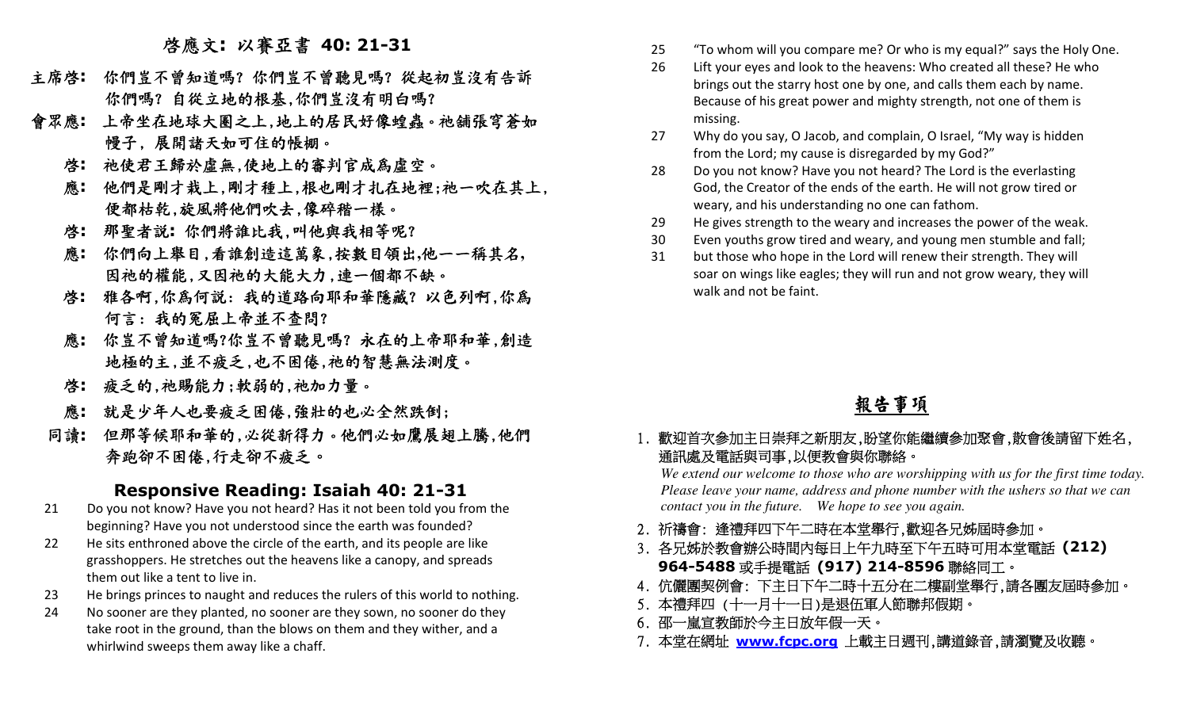## 啓應文：以賽亞書 40: 21-31

**主席啓：** 你們豈不曾知道嗎？你們豈不曾聽見嗎？從起初豈沒有告訴你們嗎？自從立地的根基，你們豈沒有明白嗎？

**會眾應：** 上帝坐在地球大圈之上，地上的居民好像蝗蟲。祂鋪張穹蒼如幔子，展開諸天如可住的帳棚。

**啓：** 祂使君王歸於虛無，使地上的審判官成爲虛空。

**應：** 他們是剛才栽上，剛才種上，根也剛才扎在地裡；祂一吹在其上，便都枯乾，旋風將他們吹去，像碎稭一樣。

**啓：** 那聖者說：你們將誰比我，叫他與我相等呢？

**應：** 你們向上舉目，看誰創造這萬象，按數目領出，他一一稱其名，因祂的權能，又因祂的大能大力，連一個都不缺。

**啓：** 雅各啊，你爲何說：我的道路向耶和華隱藏？以色列啊，你爲何言：我的冤屈上帝並不查問？

**應：** 你豈不曾知道嗎？你豈不曾聽見嗎？永在的上帝耶和華，創造地極的主，並不疲乏，也不困倦，祂的智慧無法測度。

**啓：** 疲乏的，祂賜能力；軟弱的，祂加力量。

**應：** 就是少年人也要疲乏困倦，強壯的也必全然跌倒；

**同讀：** 但那等候耶和華的，必從新得力。他們必如鷹展翅上騰，他們奔跑卻不困倦，行走卻不疲乏。

## Responsive Reading: Isaiah 40: 21-31

21 Do you not know? Have you not heard? Has it not been told you from the beginning? Have you not understood since the earth was founded?

22 He sits enthroned above the circle of the earth, and its people are like grasshoppers. He stretches out the heavens like a canopy, and spreads them out like a tent to live in.

23 He brings princes to naught and reduces the rulers of this world to nothing.

24 No sooner are they planted, no sooner are they sown, no sooner do they take root in the ground, than the blows on them and they wither, and a whirlwind sweeps them away like a chaff.

25 "To whom will you compare me? Or who is my equal?" says the Holy One.

26 Lift your eyes and look to the heavens: Who created all these? He who brings out the starry host one by one, and calls them each by name. Because of his great power and mighty strength, not one of them is missing.

27 Why do you say, O Jacob, and complain, O Israel, "My way is hidden from the Lord; my cause is disregarded by my God?"

28 Do you not know? Have you not heard? The Lord is the everlasting God, the Creator of the ends of the earth. He will not grow tired or weary, and his understanding no one can fathom.

29 He gives strength to the weary and increases the power of the weak.

30 Even youths grow tired and weary, and young men stumble and fall;

31 but those who hope in the Lord will renew their strength. They will soar on wings like eagles; they will run and not grow weary, they will walk and not be faint.

## 報告事項

1. 歡迎首次參加主日崇拜之新朋友，盼望你能繼續參加聚會，散會後請留下姓名，通訊處及電話與司事，以便教會與你聯絡。
   *We extend our welcome to those who are worshipping with us for the first time today. Please leave your name, address and phone number with the ushers so that we can contact you in the future. We hope to see you again.*
2. 祈禱會：逢禮拜四下午二時在本堂舉行，歡迎各兄姊屆時參加。
3. 各兄姊於教會辦公時間內每日上午九時至下午五時可用本堂電話 **(212) 964-5488** 或手提電話 **(917) 214-8596** 聯絡同工。
4. 伉儷團契例會：下主日下午二時十五分在二樓副堂舉行，請各團友屆時參加。
5. 本禮拜四（十一月十一日）是退伍軍人節聯邦假期。
6. 邵一嵐宣教師於今主日放年假一天。
7. 本堂在網址 **www.fcpc.org** 上載主日週刊，講道錄音，請瀏覽及收聽。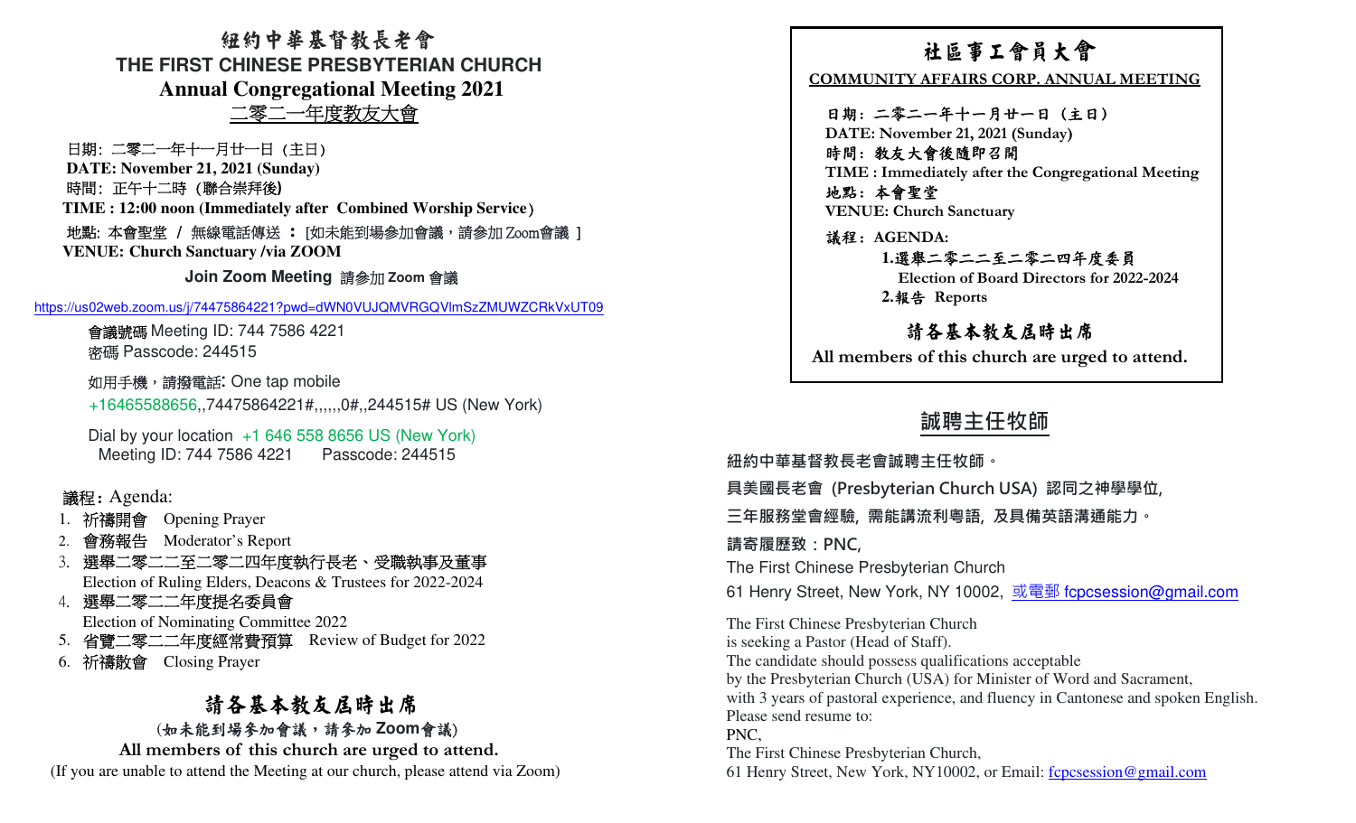# 紐約中華基督教長老會
## THE FIRST CHINESE PRESBYTERIAN CHURCH
## Annual Congregational Meeting 2021
## 二零二一年度教友大會

日期：二零二一年十一月廿一日（主日）
**DATE: November 21, 2021 (Sunday)**
時間：正午十二時（聯合崇拜後）
**TIME : 12:00 noon (Immediately after Combined Worship Service)**
地點：本會聖堂 / 無線電話傳送 ：[如未能到場參加會議，請參加 Zoom會議 ]
**VENUE: Church Sanctuary /via ZOOM**

**Join Zoom Meeting 請參加 Zoom 會議**

https://us02web.zoom.us/j/74475864221?pwd=dWN0VUJQMVRGQVlmSzZMUWZCRkVxUT09

會議號碼 Meeting ID: 744 7586 4221
密碼 Passcode: 244515

如用手機，請撥電話: One tap mobile
+16465588656,,74475864221#,,,,,,0#,,244515# US (New York)

Dial by your location +1 646 558 8656 US (New York)
Meeting ID: 744 7586 4221  Passcode: 244515

議程：Agenda:

1. 祈禱開會 Opening Prayer
2. 會務報告 Moderator's Report
3. 選舉二零二二至二零二四年度執行長老、受職執事及董事
   Election of Ruling Elders, Deacons & Trustees for 2022-2024
4. 選舉二零二二年度提名委員會
   Election of Nominating Committee 2022
5. 省覽二零二二年度經常費預算 Review of Budget for 2022
6. 祈禱散會 Closing Prayer

## 請各基本教友屆時出席

（如未能到場參加會議，請參加 Zoom會議）
**All members of this church are urged to attend.**
(If you are unable to attend the Meeting at our church, please attend via Zoom)

---

# 社區事工會員大會
**COMMUNITY AFFAIRS CORP. ANNUAL MEETING**

日期：二零二一年十一月廿一日（主日）
**DATE: November 21, 2021 (Sunday)**
時間：教友大會後隨即召開
**TIME : Immediately after the Congregational Meeting**
地點：本會聖堂
**VENUE: Church Sanctuary**

議程：AGENDA:
1. 選舉二零二二至二零二四年度委員
   Election of Board Directors for 2022-2024
2. 報告 Reports

## 請各基本教友屆時出席
**All members of this church are urged to attend.**

---

## 誠聘主任牧師

紐約中華基督教長老會誠聘主任牧師。
具美國長老會 (Presbyterian Church USA) 認同之神學學位，
三年服務堂會經驗，需能講流利粵語，及具備英語溝通能力。
請寄履歷致：PNC,
The First Chinese Presbyterian Church
61 Henry Street, New York, NY 10002, 或電郵 fcpcsession@gmail.com

The First Chinese Presbyterian Church
is seeking a Pastor (Head of Staff).
The candidate should possess qualifications acceptable
by the Presbyterian Church (USA) for Minister of Word and Sacrament,
with 3 years of pastoral experience, and fluency in Cantonese and spoken English.
Please send resume to:
PNC,
The First Chinese Presbyterian Church,
61 Henry Street, New York, NY10002, or Email: fcpcsession@gmail.com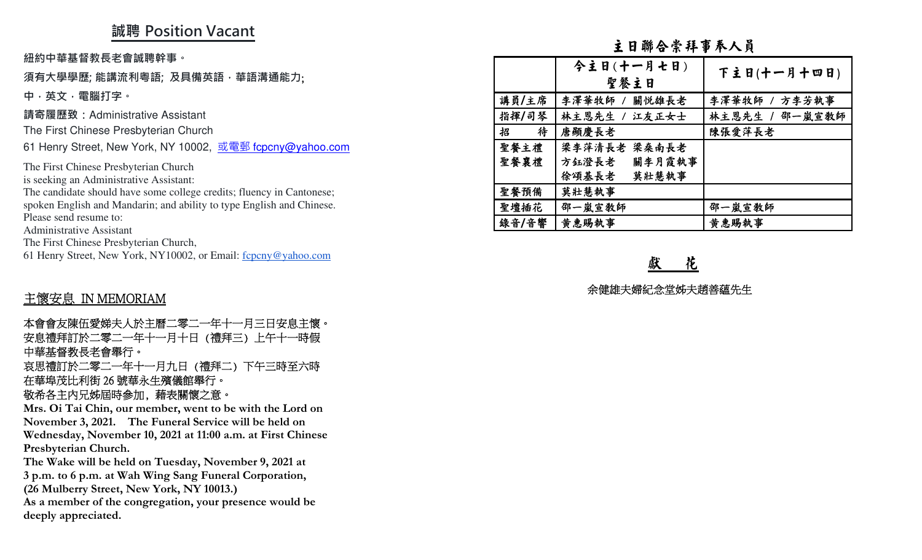## 誠聘 Position Vacant

**紐約中華基督教長老會誠聘幹事。**

**須有大學學歷; 能講流利粵語; 及具備英語，華語溝通能力;**

**中，英文，電腦打字。**

請寄履歷致：Administrative Assistant

The First Chinese Presbyterian Church

61 Henry Street, New York, NY 10002, 或電郵 fcpcny@yahoo.com

The First Chinese Presbyterian Church
is seeking an Administrative Assistant:
The candidate should have some college credits; fluency in Cantonese;
spoken English and Mandarin; and ability to type English and Chinese.
Please send resume to:
Administrative Assistant
The First Chinese Presbyterian Church,
61 Henry Street, New York, NY10002, or Email: fcpcny@yahoo.com

## 主懷安息 IN MEMORIAM

本會會友陳伍愛娣夫人於主曆二零二一年十一月三日安息主懷。
安息禮拜訂於二零二一年十一月十日（禮拜三）上午十一時假中華基督教長老會舉行。
哀思禮訂於二零二一年十一月九日（禮拜二）下午三時至六時在華埠茂比利街 26 號華永生殯儀館舉行。
敬希各主內兄姊屆時參加，藉表關懷之意。

**Mrs. Oi Tai Chin, our member, went to be with the Lord on November 3, 2021. The Funeral Service will be held on Wednesday, November 10, 2021 at 11:00 a.m. at First Chinese Presbyterian Church.**
**The Wake will be held on Tuesday, November 9, 2021 at 3 p.m. to 6 p.m. at Wah Wing Sang Funeral Corporation, (26 Mulberry Street, New York, NY 10013.)**
**As a member of the congregation, your presence would be deeply appreciated.**

## 主日聯合崇拜事奉人員

| | 今主日(十一月七日) 聖餐主日 | 下主日(十一月十四日) |
|---|---|---|
| 講員/主席 | 李澤華牧師 / 關悅雄長老 | 李澤華牧師 / 方李芳執事 |
| 指揮/司琴 | 林主恩先生 / 江友正女士 | 林主恩先生 / 邵一嵐宣教師 |
| 招　　待 | 唐顯慶長老 | 陳張愛萍長老 |
| 聖餐主禮 聖餐襄禮 | 梁李萍清長老 梁燊南長老 方鈺澄長老 關李月霞執事 徐頌基長老 莫壯慧執事 | |
| 聖餐預備 | 莫壯慧執事 | |
| 聖壇插花 | 邵一嵐宣教師 | 邵一嵐宣教師 |
| 錄音/音響 | 黃惠賜執事 | 黃惠賜執事 |

## 獻　花

余健雄夫婦紀念堂姊夫趙善蘊先生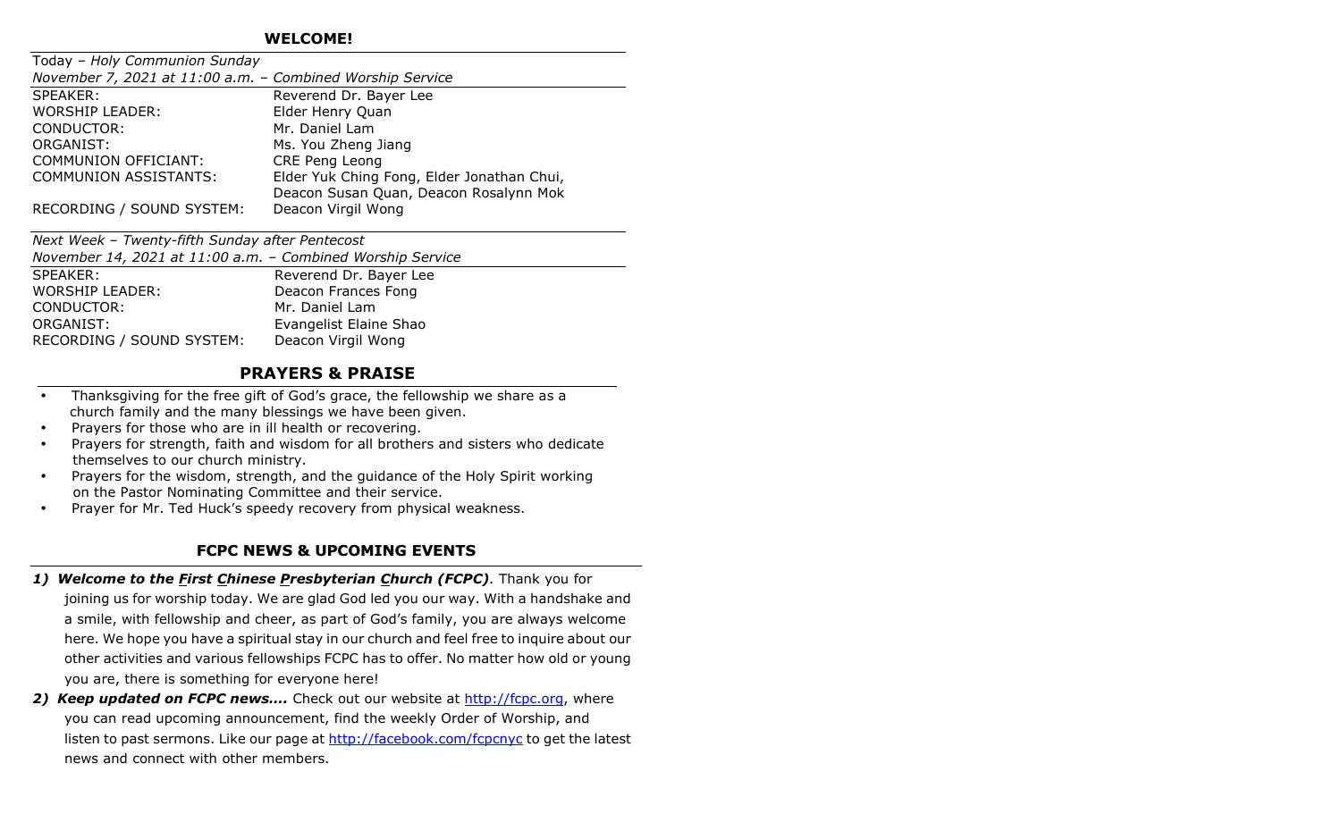## WELCOME!

Today – *Holy Communion Sunday*

*November 7, 2021 at 11:00 a.m. – Combined Worship Service*

| | |
|---|---|
| SPEAKER: | Reverend Dr. Bayer Lee |
| WORSHIP LEADER: | Elder Henry Quan |
| CONDUCTOR: | Mr. Daniel Lam |
| ORGANIST: | Ms. You Zheng Jiang |
| COMMUNION OFFICIANT: | CRE Peng Leong |
| COMMUNION ASSISTANTS: | Elder Yuk Ching Fong, Elder Jonathan Chui, Deacon Susan Quan, Deacon Rosalynn Mok |
| RECORDING / SOUND SYSTEM: | Deacon Virgil Wong |

*Next Week – Twenty-fifth Sunday after Pentecost*

*November 14, 2021 at 11:00 a.m. – Combined Worship Service*

| | |
|---|---|
| SPEAKER: | Reverend Dr. Bayer Lee |
| WORSHIP LEADER: | Deacon Frances Fong |
| CONDUCTOR: | Mr. Daniel Lam |
| ORGANIST: | Evangelist Elaine Shao |
| RECORDING / SOUND SYSTEM: | Deacon Virgil Wong |

## PRAYERS & PRAISE

- Thanksgiving for the free gift of God's grace, the fellowship we share as a church family and the many blessings we have been given.
- Prayers for those who are in ill health or recovering.
- Prayers for strength, faith and wisdom for all brothers and sisters who dedicate themselves to our church ministry.
- Prayers for the wisdom, strength, and the guidance of the Holy Spirit working on the Pastor Nominating Committee and their service.
- Prayer for Mr. Ted Huck's speedy recovery from physical weakness.

## FCPC NEWS & UPCOMING EVENTS

1) ***Welcome to the First Chinese Presbyterian Church (FCPC).*** Thank you for joining us for worship today. We are glad God led you our way. With a handshake and a smile, with fellowship and cheer, as part of God's family, you are always welcome here. We hope you have a spiritual stay in our church and feel free to inquire about our other activities and various fellowships FCPC has to offer. No matter how old or young you are, there is something for everyone here!

2) ***Keep updated on FCPC news….*** Check out our website at http://fcpc.org, where you can read upcoming announcement, find the weekly Order of Worship, and listen to past sermons. Like our page at http://facebook.com/fcpcnyc to get the latest news and connect with other members.